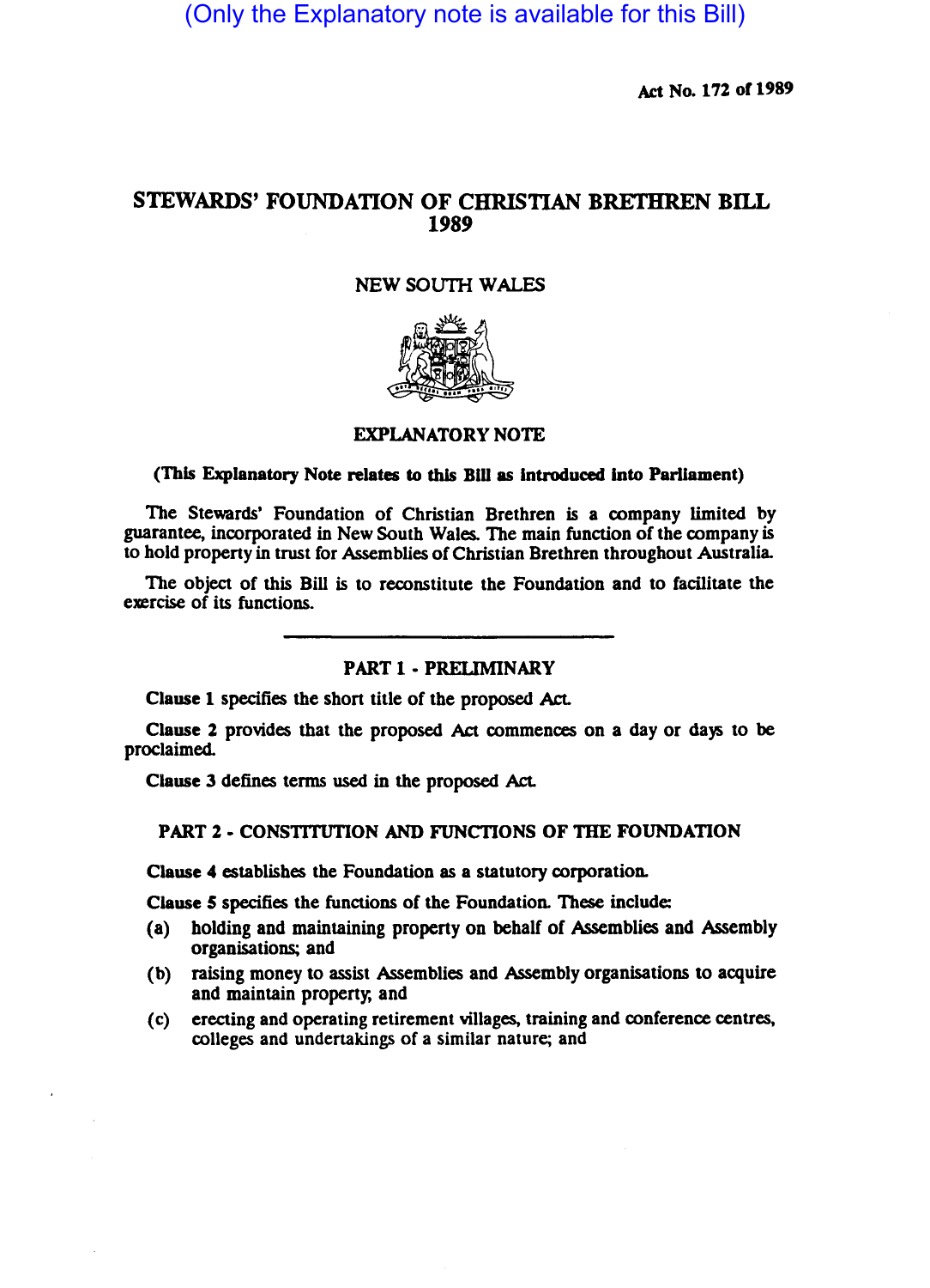(Only the Explanatory note is available for this Bill)

Act No. 172 of 1989

# STEWARDS' FOUNDATION OF CHRISTIAN BRETHREN BILL 1989

NEW SOUTH WALES

## EXPLANATORY NOTE

**(This Explanatory Note relates to this Bill as introduced into Parliament)**

The Stewards' Foundation of Christian Brethren is a company limited by guarantee, incorporated in New South Wales. The main function of the company is to hold property in trust for Assemblies of Christian Brethren throughout Australia.

The object of this Bill is to reconstitute the Foundation and to facilitate the exercise of its functions.

## PART 1 - PRELIMINARY

**Clause 1** specifies the short title of the proposed Act.

**Clause 2** provides that the proposed Act commences on a day or days to be proclaimed.

**Clause 3** defines terms used in the proposed Act.

## PART 2 - CONSTITUTION AND FUNCTIONS OF THE FOUNDATION

**Clause 4** establishes the Foundation as a statutory corporation.

**Clause 5** specifies the functions of the Foundation. These include:

(a) holding and maintaining property on behalf of Assemblies and Assembly organisations; and

(b) raising money to assist Assemblies and Assembly organisations to acquire and maintain property; and

(c) erecting and operating retirement villages, training and conference centres, colleges and undertakings of a similar nature; and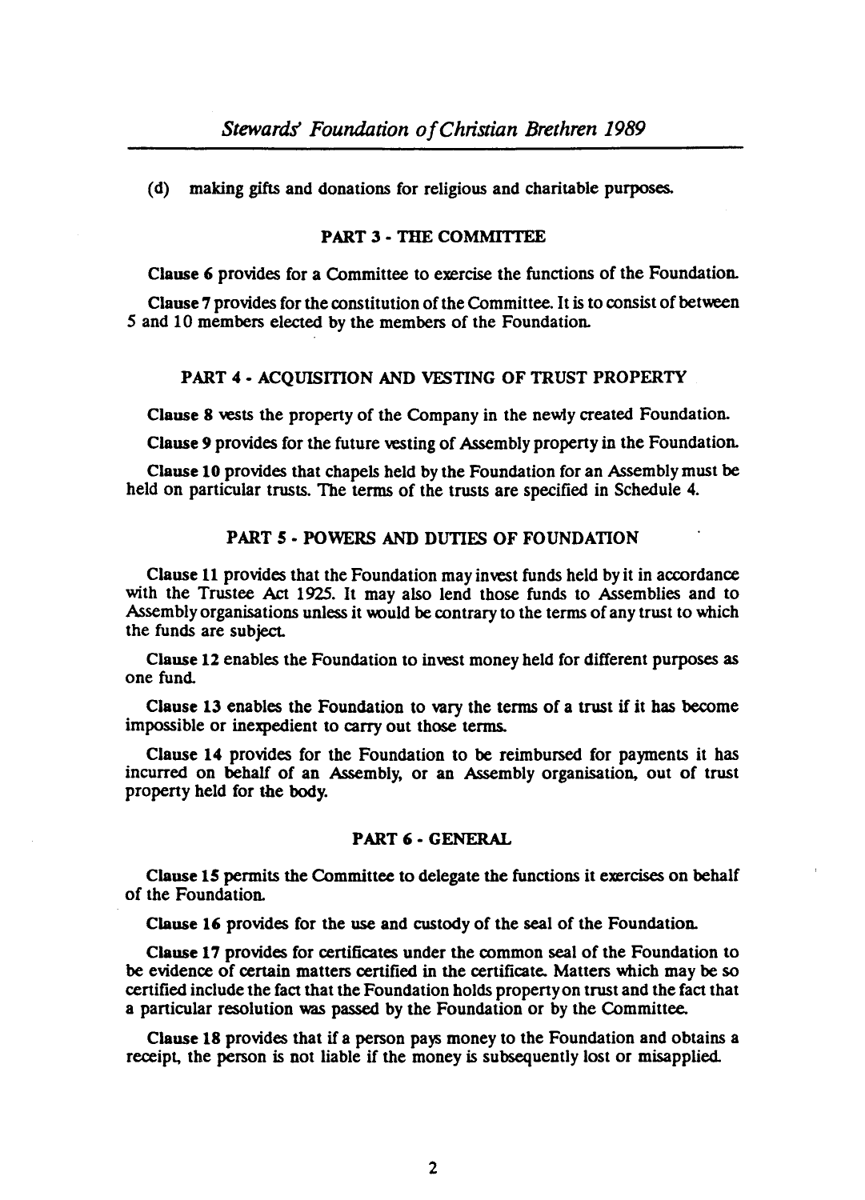(d) making gifts and donations for religious and charitable purposes.

## PART 3 - THE COMMITTEE

**Clause 6** provides for a Committee to exercise the functions of the Foundation.

**Clause 7** provides for the constitution of the Committee. It is to consist of between 5 and 10 members elected by the members of the Foundation.

## PART 4 - ACQUISITION AND VESTING OF TRUST PROPERTY

**Clause 8** vests the property of the Company in the newly created Foundation.

**Clause 9** provides for the future vesting of Assembly property in the Foundation.

**Clause 10** provides that chapels held by the Foundation for an Assembly must be held on particular trusts. The terms of the trusts are specified in Schedule 4.

## PART 5 - POWERS AND DUTIES OF FOUNDATION

**Clause 11** provides that the Foundation may invest funds held by it in accordance with the Trustee Act 1925. It may also lend those funds to Assemblies and to Assembly organisations unless it would be contrary to the terms of any trust to which the funds are subject.

**Clause 12** enables the Foundation to invest money held for different purposes as one fund.

**Clause 13** enables the Foundation to vary the terms of a trust if it has become impossible or inexpedient to carry out those terms.

**Clause 14** provides for the Foundation to be reimbursed for payments it has incurred on behalf of an Assembly, or an Assembly organisation, out of trust property held for the body.

## PART 6 - GENERAL

**Clause 15** permits the Committee to delegate the functions it exercises on behalf of the Foundation.

**Clause 16** provides for the use and custody of the seal of the Foundation.

**Clause 17** provides for certificates under the common seal of the Foundation to be evidence of certain matters certified in the certificate. Matters which may be so certified include the fact that the Foundation holds property on trust and the fact that a particular resolution was passed by the Foundation or by the Committee.

**Clause 18** provides that if a person pays money to the Foundation and obtains a receipt, the person is not liable if the money is subsequently lost or misapplied.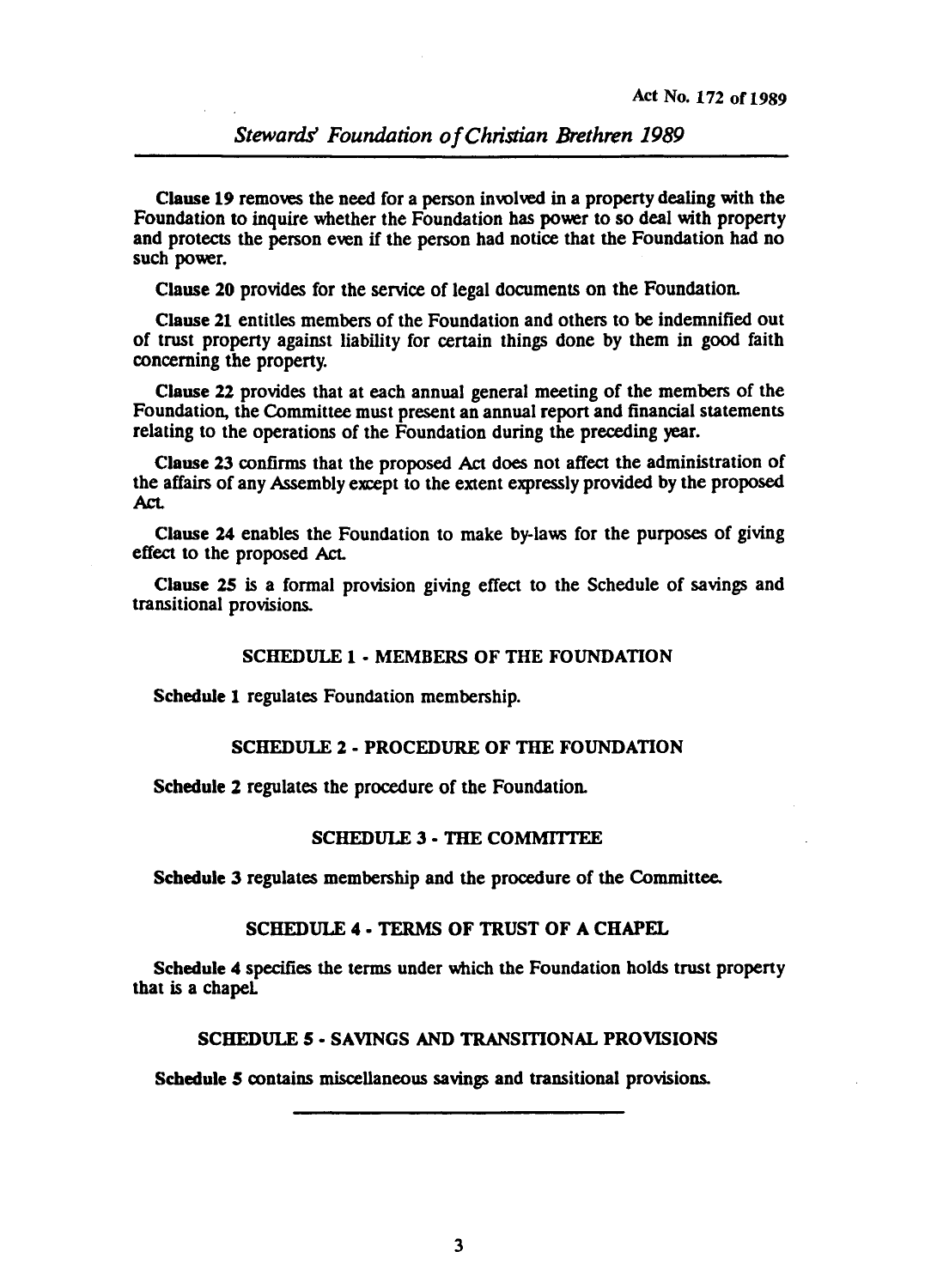**Clause 19** removes the need for a person involved in a property dealing with the Foundation to inquire whether the Foundation has power to so deal with property and protects the person even if the person had notice that the Foundation had no such power.

**Clause 20** provides for the service of legal documents on the Foundation.

**Clause 21** entitles members of the Foundation and others to be indemnified out of trust property against liability for certain things done by them in good faith concerning the property.

**Clause 22** provides that at each annual general meeting of the members of the Foundation, the Committee must present an annual report and financial statements relating to the operations of the Foundation during the preceding year.

**Clause 23** confirms that the proposed Act does not affect the administration of the affairs of any Assembly except to the extent expressly provided by the proposed Act.

**Clause 24** enables the Foundation to make by-laws for the purposes of giving effect to the proposed Act.

**Clause 25** is a formal provision giving effect to the Schedule of savings and transitional provisions.

## SCHEDULE 1 - MEMBERS OF THE FOUNDATION

**Schedule 1** regulates Foundation membership.

## SCHEDULE 2 - PROCEDURE OF THE FOUNDATION

**Schedule 2** regulates the procedure of the Foundation.

## SCHEDULE 3 - THE COMMITTEE

**Schedule 3** regulates membership and the procedure of the Committee.

## SCHEDULE 4 - TERMS OF TRUST OF A CHAPEL

**Schedule 4** specifies the terms under which the Foundation holds trust property that is a chapel.

## SCHEDULE 5 - SAVINGS AND TRANSITIONAL PROVISIONS

**Schedule 5** contains miscellaneous savings and transitional provisions.